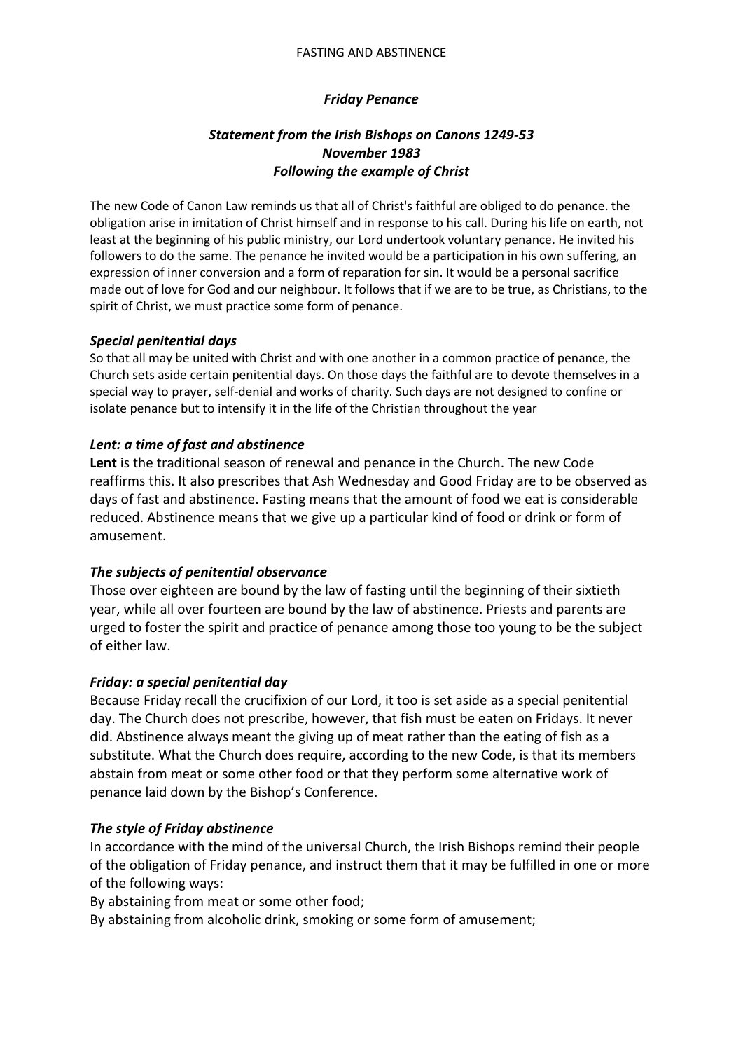# FASTING AND ABSTINENCE

## *Friday Penance*

### *Statement from the Irish Bishops on Canons 1249-53*
### *November 1983*
### *Following the example of Christ*

The new Code of Canon Law reminds us that all of Christ's faithful are obliged to do penance. the obligation arise in imitation of Christ himself and in response to his call. During his life on earth, not least at the beginning of his public ministry, our Lord undertook voluntary penance. He invited his followers to do the same. The penance he invited would be a participation in his own suffering, an expression of inner conversion and a form of reparation for sin. It would be a personal sacrifice made out of love for God and our neighbour. It follows that if we are to be true, as Christians, to the spirit of Christ, we must practice some form of penance.

#### *Special penitential days*

So that all may be united with Christ and with one another in a common practice of penance, the Church sets aside certain penitential days. On those days the faithful are to devote themselves in a special way to prayer, self-denial and works of charity. Such days are not designed to confine or isolate penance but to intensify it in the life of the Christian throughout the year

#### *Lent: a time of fast and abstinence*

**Lent** is the traditional season of renewal and penance in the Church. The new Code reaffirms this. It also prescribes that Ash Wednesday and Good Friday are to be observed as days of fast and abstinence. Fasting means that the amount of food we eat is considerable reduced. Abstinence means that we give up a particular kind of food or drink or form of amusement.

#### *The subjects of penitential observance*

Those over eighteen are bound by the law of fasting until the beginning of their sixtieth year, while all over fourteen are bound by the law of abstinence. Priests and parents are urged to foster the spirit and practice of penance among those too young to be the subject of either law.

#### *Friday: a special penitential day*

Because Friday recall the crucifixion of our Lord, it too is set aside as a special penitential day. The Church does not prescribe, however, that fish must be eaten on Fridays. It never did. Abstinence always meant the giving up of meat rather than the eating of fish as a substitute. What the Church does require, according to the new Code, is that its members abstain from meat or some other food or that they perform some alternative work of penance laid down by the Bishop's Conference.

#### *The style of Friday abstinence*

In accordance with the mind of the universal Church, the Irish Bishops remind their people of the obligation of Friday penance, and instruct them that it may be fulfilled in one or more of the following ways:

By abstaining from meat or some other food;

By abstaining from alcoholic drink, smoking or some form of amusement;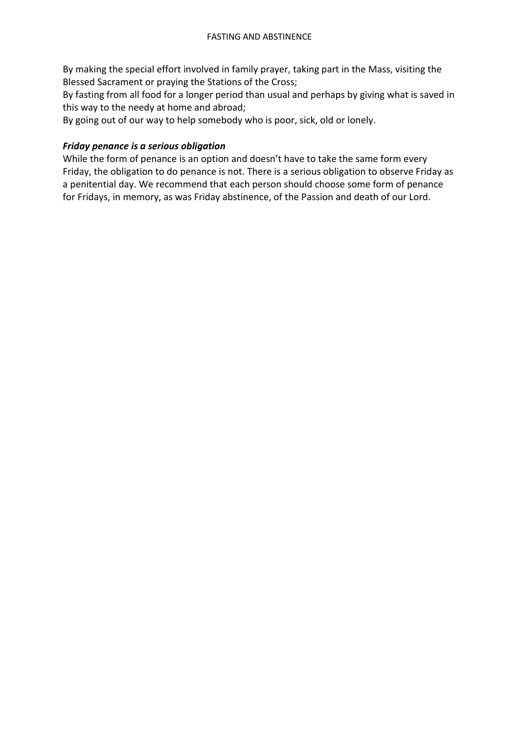By making the special effort involved in family prayer, taking part in the Mass, visiting the Blessed Sacrament or praying the Stations of the Cross;
By fasting from all food for a longer period than usual and perhaps by giving what is saved in this way to the needy at home and abroad;
By going out of our way to help somebody who is poor, sick, old or lonely.

***Friday penance is a serious obligation***

While the form of penance is an option and doesn't have to take the same form every Friday, the obligation to do penance is not. There is a serious obligation to observe Friday as a penitential day. We recommend that each person should choose some form of penance for Fridays, in memory, as was Friday abstinence, of the Passion and death of our Lord.